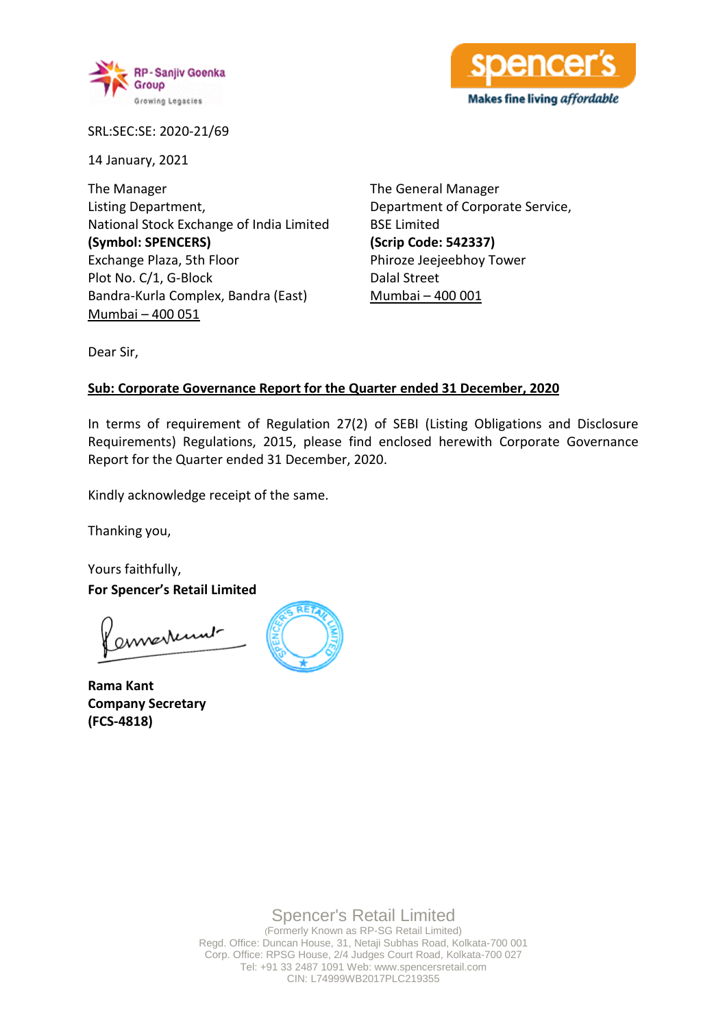SRL:SEC:SE: 2020-21/69

14 January, 2021

The Manager
Listing Department,
National Stock Exchange of India Limited
**(Symbol: SPENCERS)**
Exchange Plaza, 5th Floor
Plot No. C/1, G-Block
Bandra-Kurla Complex, Bandra (East)
Mumbai – 400 051

The General Manager
Department of Corporate Service,
BSE Limited
**(Scrip Code: 542337)**
Phiroze Jeejeebhoy Tower
Dalal Street
Mumbai – 400 001

Dear Sir,

**Sub: Corporate Governance Report for the Quarter ended 31 December, 2020**

In terms of requirement of Regulation 27(2) of SEBI (Listing Obligations and Disclosure Requirements) Regulations, 2015, please find enclosed herewith Corporate Governance Report for the Quarter ended 31 December, 2020.

Kindly acknowledge receipt of the same.

Thanking you,

Yours faithfully,
**For Spencer's Retail Limited**

**Rama Kant**
**Company Secretary**
**(FCS-4818)**

Spencer's Retail Limited
(Formerly Known as RP-SG Retail Limited)
Regd. Office: Duncan House, 31, Netaji Subhas Road, Kolkata-700 001
Corp. Office: RPSG House, 2/4 Judges Court Road, Kolkata-700 027
Tel: +91 33 2487 1091 Web: www.spencersretail.com
CIN: L74999WB2017PLC219355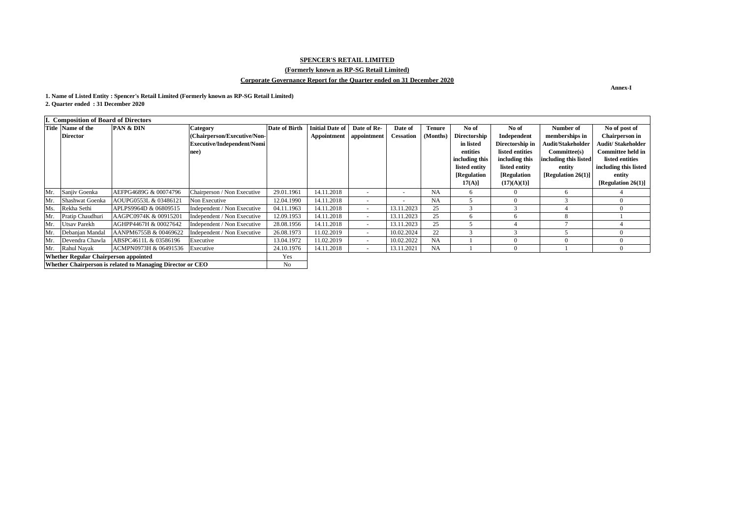**SPENCER'S RETAIL LIMITED**

**(Formerly known as RP-SG Retail Limited)**

**Corporate Governance Report for the Quarter ended on 31 December 2020**

**Annex-I**

**1. Name of Listed Entity : Spencer's Retail Limited (Formerly known as RP-SG Retail Limited)**

**2. Quarter ended : 31 December 2020**

**I. Composition of Board of Directors**

| Title | Name of the Director | PAN & DIN | Category (Chairperson/Executive/Non-Executive/Independent/Nominee) | Date of Birth | Initial Date of Appointment | Date of Re-appointment | Date of Cessation | Tenure (Months) | No of Directorship in listed entities including this listed entity [Regulation 17(A)] | No of Independent Directorship in listed entities including this listed entity [Regulation (17)(A)(1)] | Number of memberships in Audit/Stakeholder Committee(s) including this listed entity [Regulation 26(1)] | No of post of Chairperson in Audit/ Stakeholder Committee held in listed entities including this listed entity [Regulation 26(1)] |
|---|---|---|---|---|---|---|---|---|---|---|---|---|
| Mr. | Sanjiv Goenka | AEFPG4689G & 00074796 | Chairperson / Non Executive | 29.01.1961 | 14.11.2018 | - | - | NA | 6 | 0 | 6 | 4 |
| Mr. | Shashwat Goenka | AOUPG0553L & 03486121 | Non Executive | 12.04.1990 | 14.11.2018 | - | - | NA | 5 | 0 | 3 | 0 |
| Ms. | Rekha Sethi | APLPS9964D & 06809515 | Independent / Non Executive | 04.11.1963 | 14.11.2018 | - | 13.11.2023 | 25 | 3 | 3 | 4 | 0 |
| Mr. | Pratip Chaudhuri | AAGPC0974K & 00915201 | Independent / Non Executive | 12.09.1953 | 14.11.2018 | - | 13.11.2023 | 25 | 6 | 6 | 8 | 1 |
| Mr. | Utsav Parekh | AGHPP4467H & 00027642 | Independent / Non Executive | 28.08.1956 | 14.11.2018 | - | 13.11.2023 | 25 | 5 | 4 | 7 | 4 |
| Mr. | Debanjan Mandal | AANPM6755B & 00469622 | Independent / Non Executive | 26.08.1973 | 11.02.2019 | - | 10.02.2024 | 22 | 3 | 3 | 5 | 0 |
| Mr. | Devendra Chawla | ABSPC4611L & 03586196 | Executive | 13.04.1972 | 11.02.2019 | - | 10.02.2022 | NA | 1 | 0 | 0 | 0 |
| Mr. | Rahul Nayak | ACMPN0973H & 06491536 | Executive | 24.10.1976 | 14.11.2018 | - | 13.11.2021 | NA | 1 | 0 | 1 | 0 |

| | |
|---|---|
| **Whether Regular Chairperson appointed** | Yes |
| **Whether Chairperson is related to Managing Director or CEO** | No |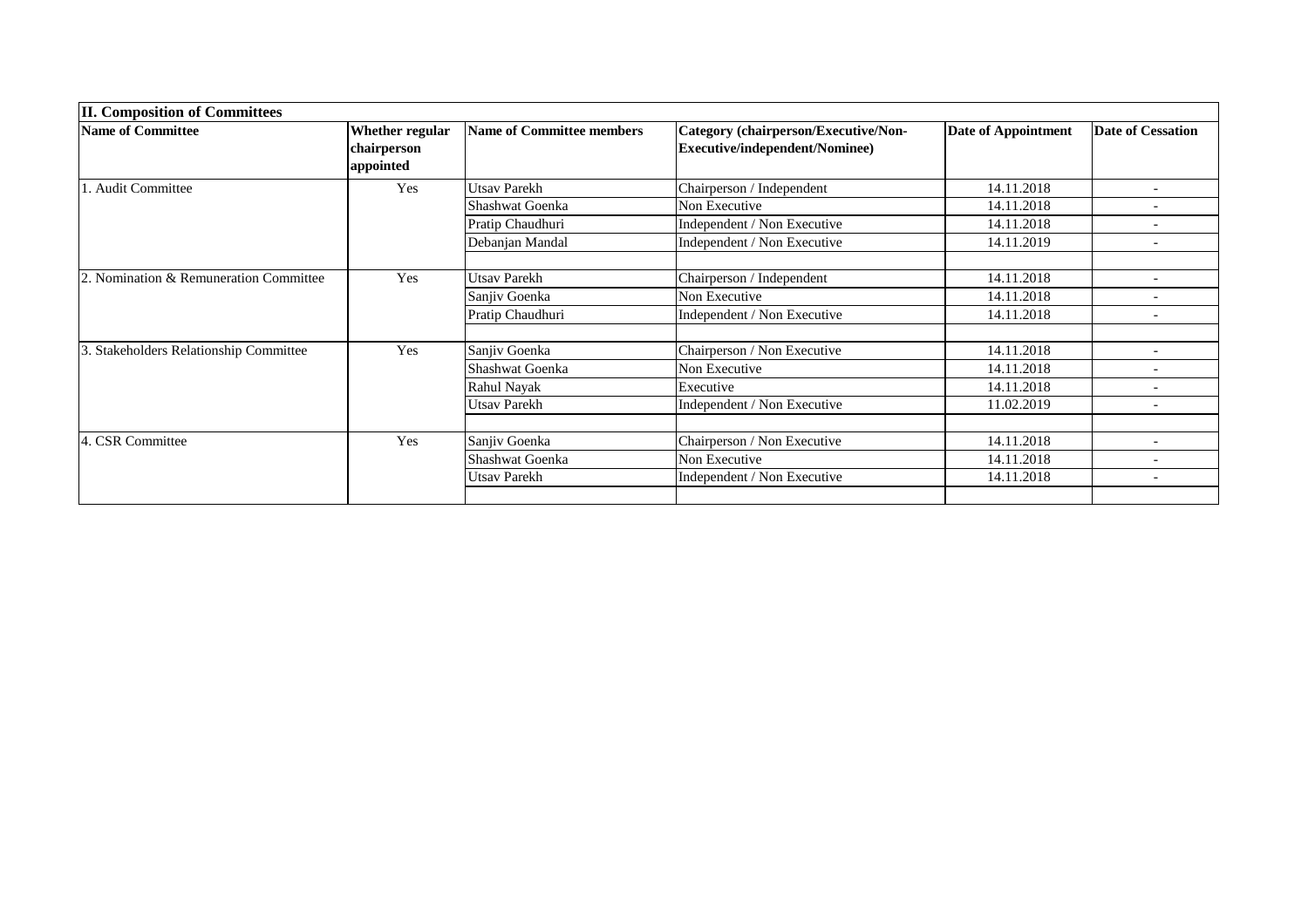**II. Composition of Committees**

| Name of Committee | Whether regular chairperson appointed | Name of Committee members | Category (chairperson/Executive/Non-Executive/independent/Nominee) | Date of Appointment | Date of Cessation |
|---|---|---|---|---|---|
| 1. Audit Committee | Yes | Utsav Parekh | Chairperson / Independent | 14.11.2018 | - |
| | | Shashwat Goenka | Non Executive | 14.11.2018 | - |
| | | Pratip Chaudhuri | Independent / Non Executive | 14.11.2018 | - |
| | | Debanjan Mandal | Independent / Non Executive | 14.11.2019 | - |
| | | | | | |
| 2. Nomination & Remuneration Committee | Yes | Utsav Parekh | Chairperson / Independent | 14.11.2018 | - |
| | | Sanjiv Goenka | Non Executive | 14.11.2018 | - |
| | | Pratip Chaudhuri | Independent / Non Executive | 14.11.2018 | - |
| | | | | | |
| 3. Stakeholders Relationship Committee | Yes | Sanjiv Goenka | Chairperson / Non Executive | 14.11.2018 | - |
| | | Shashwat Goenka | Non Executive | 14.11.2018 | - |
| | | Rahul Nayak | Executive | 14.11.2018 | - |
| | | Utsav Parekh | Independent / Non Executive | 11.02.2019 | - |
| | | | | | |
| 4. CSR Committee | Yes | Sanjiv Goenka | Chairperson / Non Executive | 14.11.2018 | - |
| | | Shashwat Goenka | Non Executive | 14.11.2018 | - |
| | | Utsav Parekh | Independent / Non Executive | 14.11.2018 | - |
| | | | | | |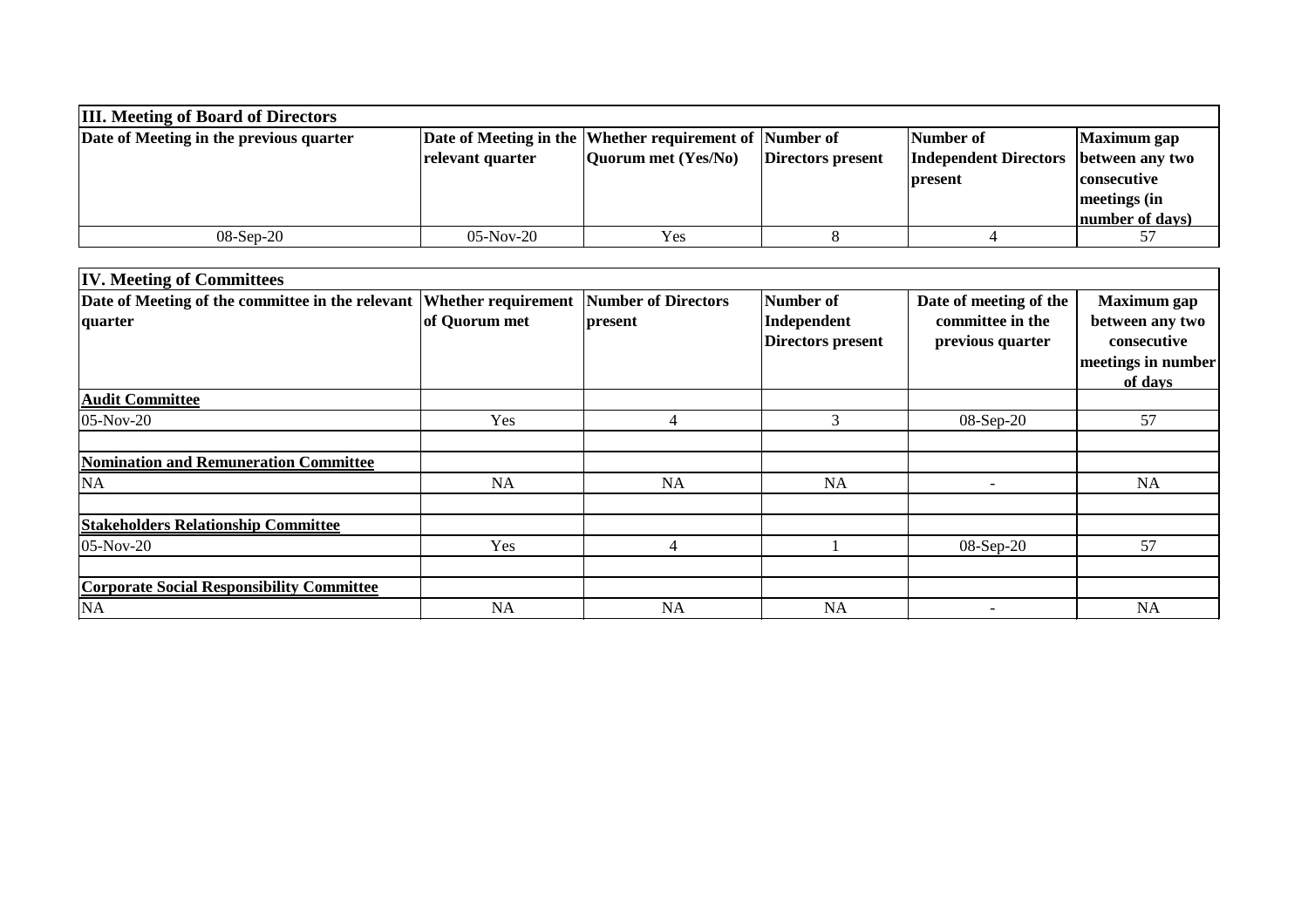| III. Meeting of Board of Directors | | | | | |
|---|---|---|---|---|---|
| Date of Meeting in the previous quarter | Date of Meeting in the relevant quarter | Whether requirement of Quorum met (Yes/No) | Number of Directors present | Number of Independent Directors present | Maximum gap between any two consecutive meetings (in number of days) |
| 08-Sep-20 | 05-Nov-20 | Yes | 8 | 4 | 57 |

| IV. Meeting of Committees | | | | | |
|---|---|---|---|---|---|
| Date of Meeting of the committee in the relevant quarter | Whether requirement of Quorum met | Number of Directors present | Number of Independent Directors present | Date of meeting of the committee in the previous quarter | Maximum gap between any two consecutive meetings in number of days |
| **Audit Committee** | | | | | |
| 05-Nov-20 | Yes | 4 | 3 | 08-Sep-20 | 57 |
| | | | | | |
| **Nomination and Remuneration Committee** | | | | | |
| NA | NA | NA | NA | - | NA |
| | | | | | |
| **Stakeholders Relationship Committee** | | | | | |
| 05-Nov-20 | Yes | 4 | 1 | 08-Sep-20 | 57 |
| | | | | | |
| **Corporate Social Responsibility Committee** | | | | | |
| NA | NA | NA | NA | - | NA |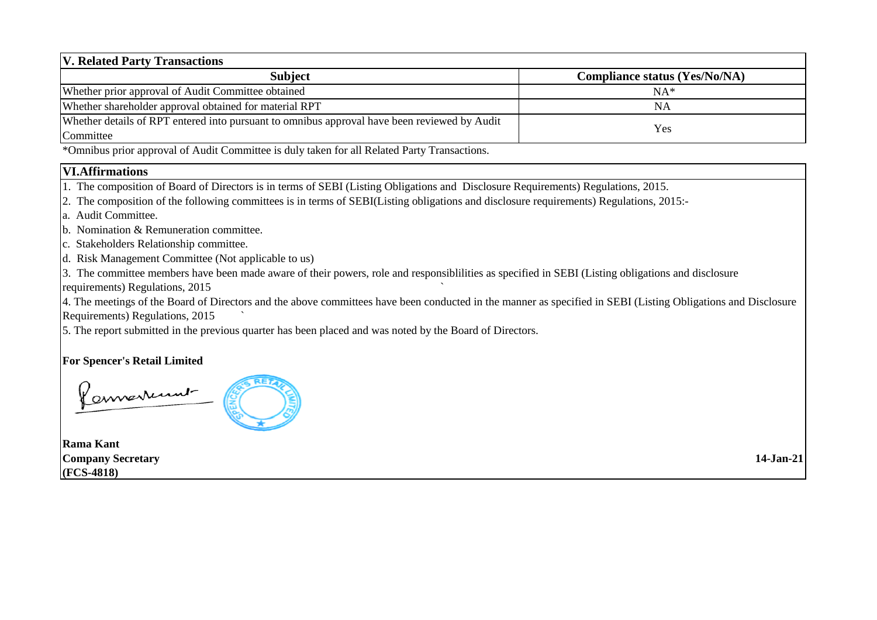## V. Related Party Transactions

| Subject | Compliance status (Yes/No/NA) |
|---|---|
| Whether prior approval of Audit Committee obtained | NA* |
| Whether shareholder approval obtained for material RPT | NA |
| Whether details of RPT entered into pursuant to omnibus approval have been reviewed by Audit Committee | Yes |

*Omnibus prior approval of Audit Committee is duly taken for all Related Party Transactions.

## VI.Affirmations

1. The composition of Board of Directors is in terms of SEBI (Listing Obligations and Disclosure Requirements) Regulations, 2015.
2. The composition of the following committees is in terms of SEBI(Listing obligations and disclosure requirements) Regulations, 2015:-

a. Audit Committee.
b. Nomination & Remuneration committee.
c. Stakeholders Relationship committee.
d. Risk Management Committee (Not applicable to us)

3. The committee members have been made aware of their powers, role and responsiblilities as specified in SEBI (Listing obligations and disclosure requirements) Regulations, 2015
4. The meetings of the Board of Directors and the above committees have been conducted in the manner as specified in SEBI (Listing Obligations and Disclosure Requirements) Regulations, 2015
5. The report submitted in the previous quarter has been placed and was noted by the Board of Directors.

**For Spencer's Retail Limited**

**Rama Kant**
**Company Secretary**
**(FCS-4818)**

**14-Jan-21**